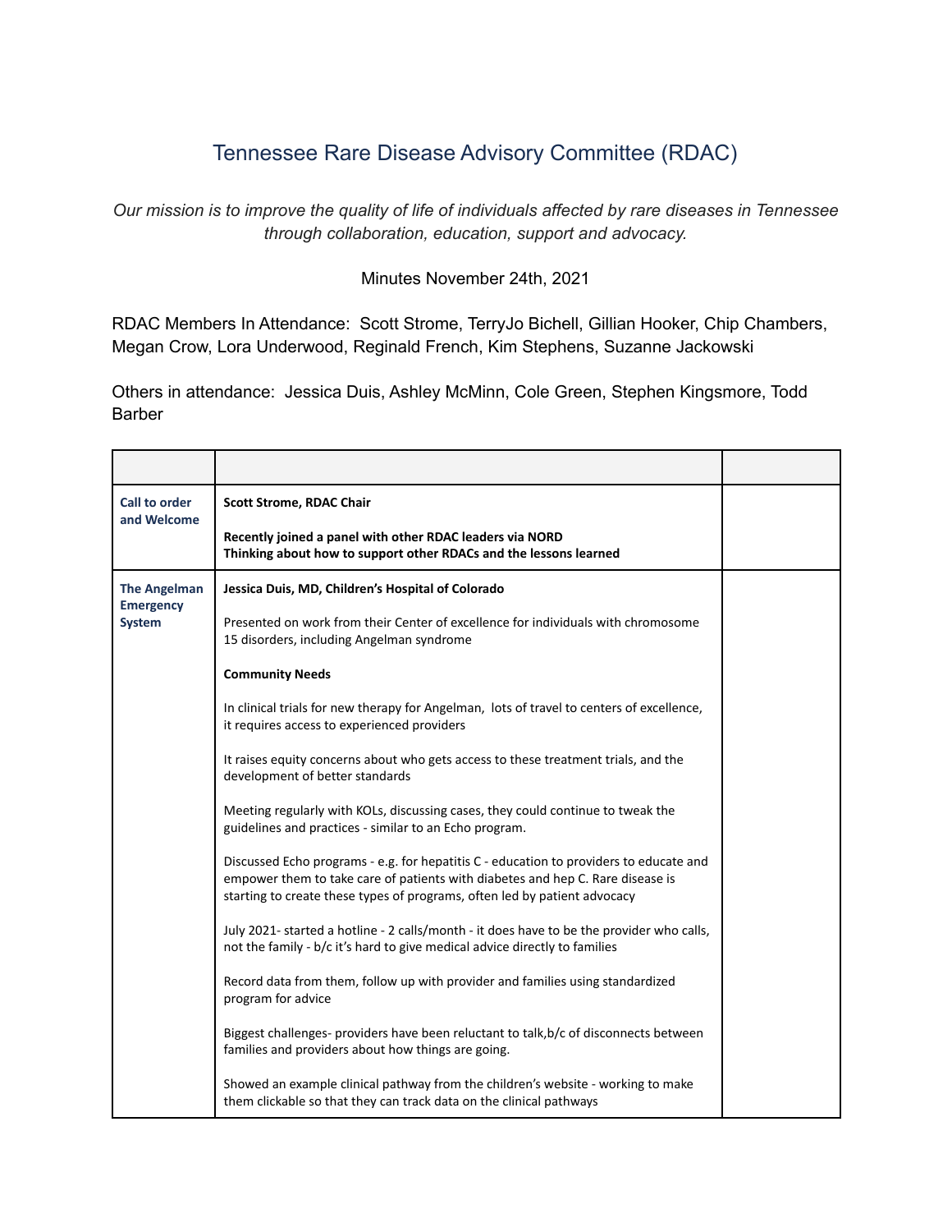# Tennessee Rare Disease Advisory Committee (RDAC)

*Our mission is to improve the quality of life of individuals affected by rare diseases in Tennessee through collaboration, education, support and advocacy.*

Minutes November 24th, 2021

RDAC Members In Attendance: Scott Strome, TerryJo Bichell, Gillian Hooker, Chip Chambers, Megan Crow, Lora Underwood, Reginald French, Kim Stephens, Suzanne Jackowski

Others in attendance: Jessica Duis, Ashley McMinn, Cole Green, Stephen Kingsmore, Todd Barber

| | | |
|---|---|---|
| **Call to order and Welcome** | **Scott Strome, RDAC Chair**<br><br>**Recently joined a panel with other RDAC leaders via NORD**<br>**Thinking about how to support other RDACs and the lessons learned** | |
| **The Angelman Emergency System** | **Jessica Duis, MD, Children's Hospital of Colorado**<br><br>Presented on work from their Center of excellence for individuals with chromosome 15 disorders, including Angelman syndrome<br><br>**Community Needs**<br><br>In clinical trials for new therapy for Angelman, lots of travel to centers of excellence, it requires access to experienced providers<br><br>It raises equity concerns about who gets access to these treatment trials, and the development of better standards<br><br>Meeting regularly with KOLs, discussing cases, they could continue to tweak the guidelines and practices - similar to an Echo program.<br><br>Discussed Echo programs - e.g. for hepatitis C - education to providers to educate and empower them to take care of patients with diabetes and hep C. Rare disease is starting to create these types of programs, often led by patient advocacy<br><br>July 2021- started a hotline - 2 calls/month - it does have to be the provider who calls, not the family - b/c it's hard to give medical advice directly to families<br><br>Record data from them, follow up with provider and families using standardized program for advice<br><br>Biggest challenges- providers have been reluctant to talk,b/c of disconnects between families and providers about how things are going.<br><br>Showed an example clinical pathway from the children's website - working to make them clickable so that they can track data on the clinical pathways | |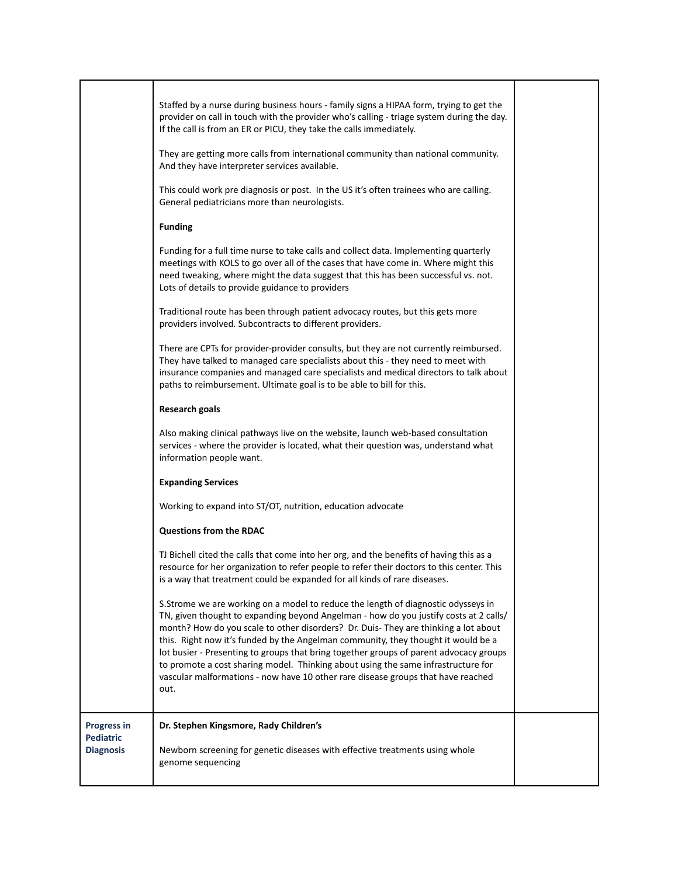| | | |
|---|---|---|
| | Staffed by a nurse during business hours - family signs a HIPAA form, trying to get the provider on call in touch with the provider who's calling - triage system during the day. If the call is from an ER or PICU, they take the calls immediately.<br><br>They are getting more calls from international community than national community. And they have interpreter services available.<br><br>This could work pre diagnosis or post. In the US it's often trainees who are calling. General pediatricians more than neurologists.<br><br>**Funding**<br><br>Funding for a full time nurse to take calls and collect data. Implementing quarterly meetings with KOLS to go over all of the cases that have come in. Where might this need tweaking, where might the data suggest that this has been successful vs. not. Lots of details to provide guidance to providers<br><br>Traditional route has been through patient advocacy routes, but this gets more providers involved. Subcontracts to different providers.<br><br>There are CPTs for provider-provider consults, but they are not currently reimbursed. They have talked to managed care specialists about this - they need to meet with insurance companies and managed care specialists and medical directors to talk about paths to reimbursement. Ultimate goal is to be able to bill for this.<br><br>**Research goals**<br><br>Also making clinical pathways live on the website, launch web-based consultation services - where the provider is located, what their question was, understand what information people want.<br><br>**Expanding Services**<br><br>Working to expand into ST/OT, nutrition, education advocate<br><br>**Questions from the RDAC**<br><br>TJ Bichell cited the calls that come into her org, and the benefits of having this as a resource for her organization to refer people to refer their doctors to this center. This is a way that treatment could be expanded for all kinds of rare diseases.<br><br>S.Strome we are working on a model to reduce the length of diagnostic odysseys in TN, given thought to expanding beyond Angelman - how do you justify costs at 2 calls/ month? How do you scale to other disorders? Dr. Duis- They are thinking a lot about this. Right now it's funded by the Angelman community, they thought it would be a lot busier - Presenting to groups that bring together groups of parent advocacy groups to promote a cost sharing model. Thinking about using the same infrastructure for vascular malformations - now have 10 other rare disease groups that have reached out. | |
| **Progress in Pediatric Diagnosis** | **Dr. Stephen Kingsmore, Rady Children's**<br><br>Newborn screening for genetic diseases with effective treatments using whole genome sequencing | |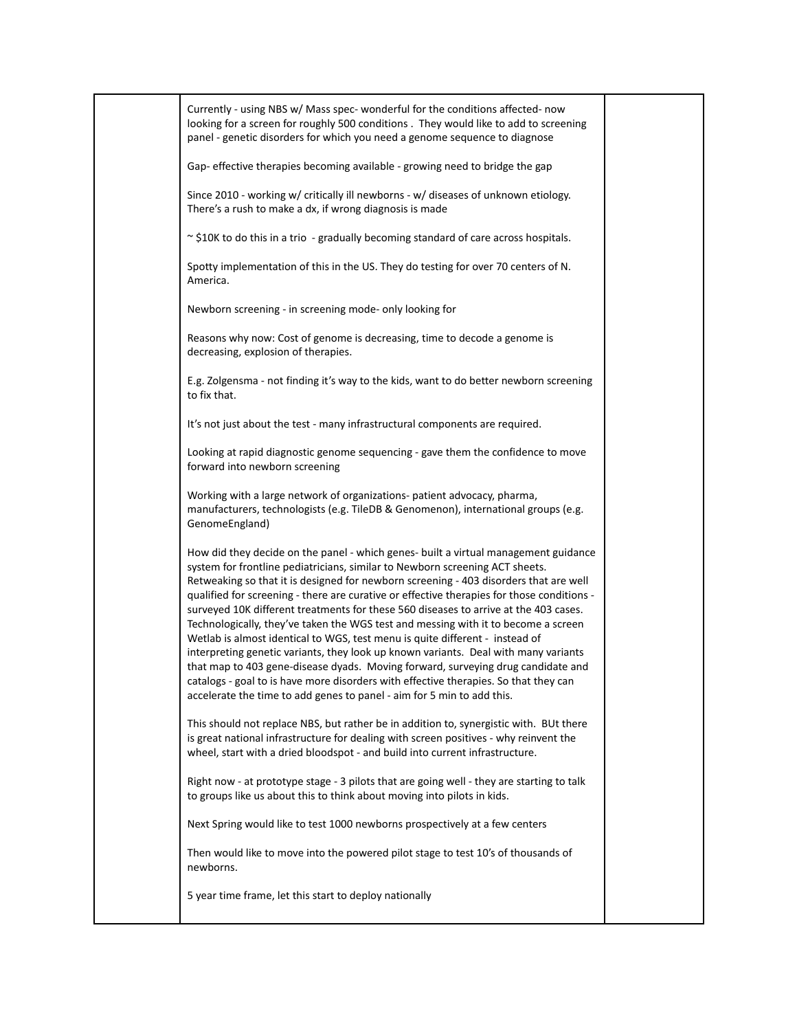Currently - using NBS w/ Mass spec- wonderful for the conditions affected- now looking for a screen for roughly 500 conditions . They would like to add to screening panel - genetic disorders for which you need a genome sequence to diagnose

Gap- effective therapies becoming available - growing need to bridge the gap

Since 2010 - working w/ critically ill newborns - w/ diseases of unknown etiology. There's a rush to make a dx, if wrong diagnosis is made

~ $10K to do this in a trio - gradually becoming standard of care across hospitals.

Spotty implementation of this in the US. They do testing for over 70 centers of N. America.

Newborn screening - in screening mode- only looking for

Reasons why now: Cost of genome is decreasing, time to decode a genome is decreasing, explosion of therapies.

E.g. Zolgensma - not finding it's way to the kids, want to do better newborn screening to fix that.

It's not just about the test - many infrastructural components are required.

Looking at rapid diagnostic genome sequencing - gave them the confidence to move forward into newborn screening

Working with a large network of organizations- patient advocacy, pharma, manufacturers, technologists (e.g. TileDB & Genomenon), international groups (e.g. GenomeEngland)

How did they decide on the panel - which genes- built a virtual management guidance system for frontline pediatricians, similar to Newborn screening ACT sheets. Retweaking so that it is designed for newborn screening - 403 disorders that are well qualified for screening - there are curative or effective therapies for those conditions - surveyed 10K different treatments for these 560 diseases to arrive at the 403 cases. Technologically, they've taken the WGS test and messing with it to become a screen Wetlab is almost identical to WGS, test menu is quite different - instead of interpreting genetic variants, they look up known variants. Deal with many variants that map to 403 gene-disease dyads. Moving forward, surveying drug candidate and catalogs - goal to is have more disorders with effective therapies. So that they can accelerate the time to add genes to panel - aim for 5 min to add this.

This should not replace NBS, but rather be in addition to, synergistic with. BUt there is great national infrastructure for dealing with screen positives - why reinvent the wheel, start with a dried bloodspot - and build into current infrastructure.

Right now - at prototype stage - 3 pilots that are going well - they are starting to talk to groups like us about this to think about moving into pilots in kids.

Next Spring would like to test 1000 newborns prospectively at a few centers

Then would like to move into the powered pilot stage to test 10's of thousands of newborns.

5 year time frame, let this start to deploy nationally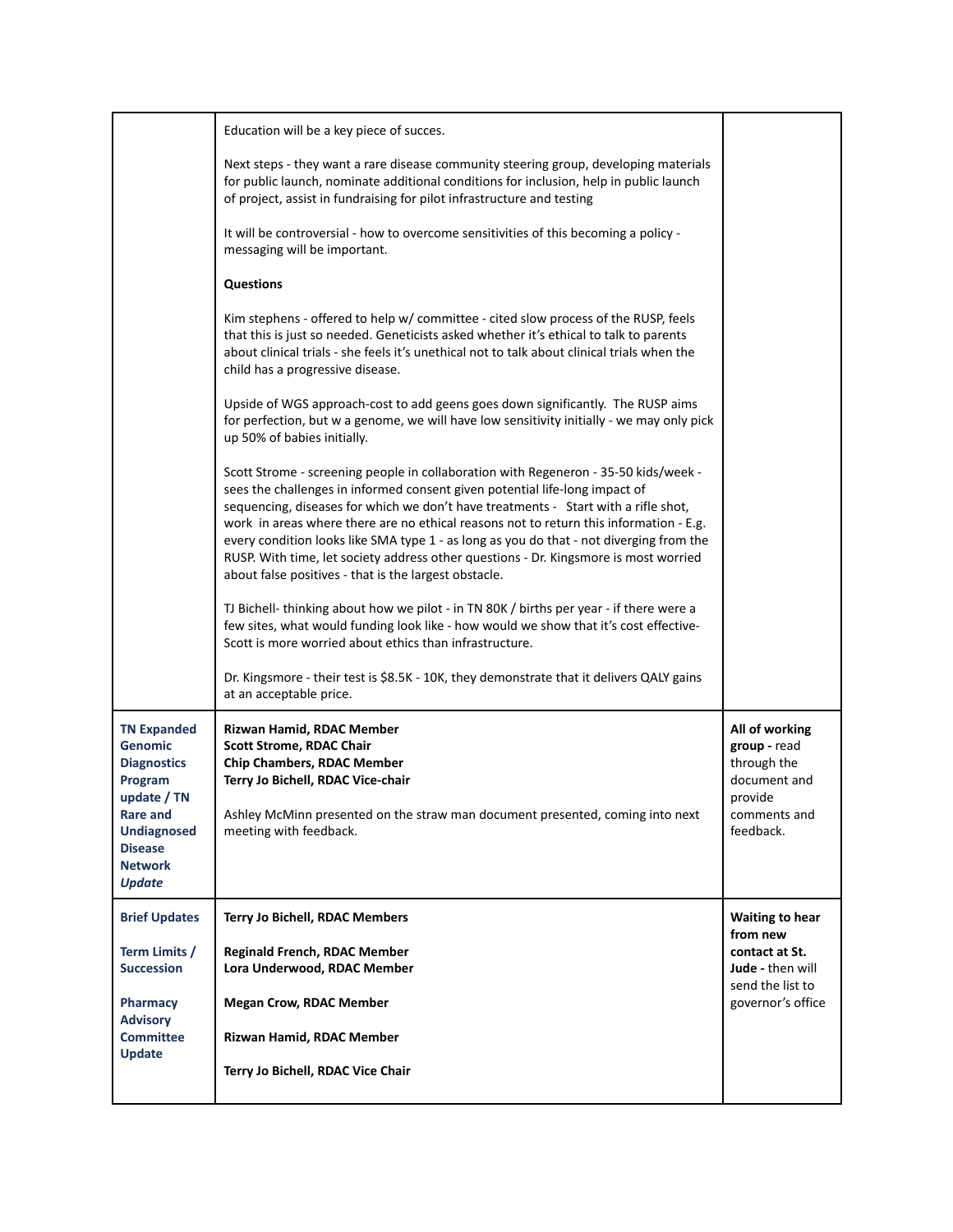| | | |
|---|---|---|
| | Education will be a key piece of succes.<br><br>Next steps - they want a rare disease community steering group, developing materials for public launch, nominate additional conditions for inclusion, help in public launch of project, assist in fundraising for pilot infrastructure and testing<br><br>It will be controversial - how to overcome sensitivities of this becoming a policy - messaging will be important.<br><br>**Questions**<br><br>Kim stephens - offered to help w/ committee - cited slow process of the RUSP, feels that this is just so needed. Geneticists asked whether it's ethical to talk to parents about clinical trials - she feels it's unethical not to talk about clinical trials when the child has a progressive disease.<br><br>Upside of WGS approach-cost to add geens goes down significantly. The RUSP aims for perfection, but w a genome, we will have low sensitivity initially - we may only pick up 50% of babies initially.<br><br>Scott Strome - screening people in collaboration with Regeneron - 35-50 kids/week - sees the challenges in informed consent given potential life-long impact of sequencing, diseases for which we don't have treatments - Start with a rifle shot, work in areas where there are no ethical reasons not to return this information - E.g. every condition looks like SMA type 1 - as long as you do that - not diverging from the RUSP. With time, let society address other questions - Dr. Kingsmore is most worried about false positives - that is the largest obstacle.<br><br>TJ Bichell- thinking about how we pilot - in TN 80K / births per year - if there were a few sites, what would funding look like - how would we show that it's cost effective- Scott is more worried about ethics than infrastructure.<br><br>Dr. Kingsmore - their test is \$8.5K - 10K, they demonstrate that it delivers QALY gains at an acceptable price. | |
| **TN Expanded Genomic Diagnostics Program update / TN Rare and Undiagnosed Disease Network *Update*** | **Rizwan Hamid, RDAC Member**<br>**Scott Strome, RDAC Chair**<br>**Chip Chambers, RDAC Member**<br>**Terry Jo Bichell, RDAC Vice-chair**<br><br>Ashley McMinn presented on the straw man document presented, coming into next meeting with feedback. | **All of working group -** read through the document and provide comments and feedback. |
| **Brief Updates**<br><br>**Term Limits / Succession**<br><br>**Pharmacy Advisory Committee Update** | **Terry Jo Bichell, RDAC Members**<br><br>**Reginald French, RDAC Member**<br>**Lora Underwood, RDAC Member**<br><br>**Megan Crow, RDAC Member**<br><br>**Rizwan Hamid, RDAC Member**<br><br>**Terry Jo Bichell, RDAC Vice Chair** | **Waiting to hear from new contact at St. Jude -** then will send the list to governor's office |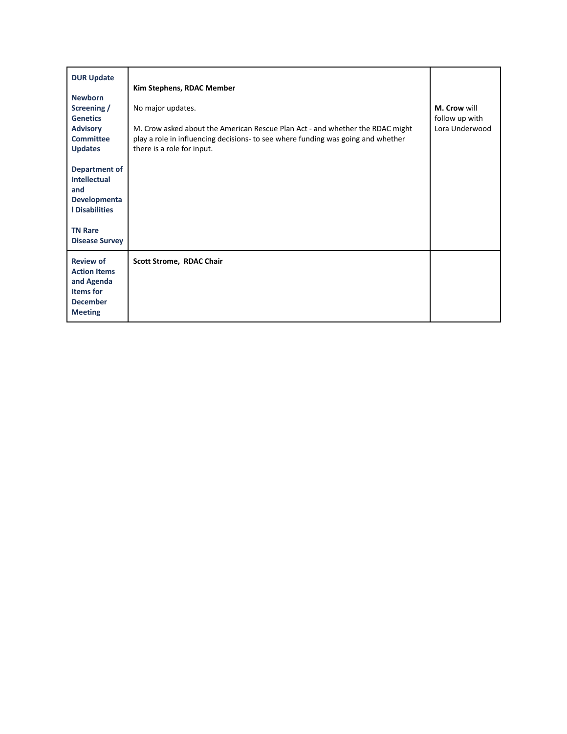| | | |
|---|---|---|
| **DUR Update**<br><br>**Newborn Screening / Genetics Advisory Committee Updates**<br><br>**Department of Intellectual and Developmental Disabilities**<br><br>**TN Rare Disease Survey** | **Kim Stephens, RDAC Member**<br><br>No major updates.<br><br>M. Crow asked about the American Rescue Plan Act - and whether the RDAC might play a role in influencing decisions- to see where funding was going and whether there is a role for input. | **M. Crow** will follow up with Lora Underwood |
| **Review of Action Items and Agenda Items for December Meeting** | **Scott Strome, RDAC Chair** | |